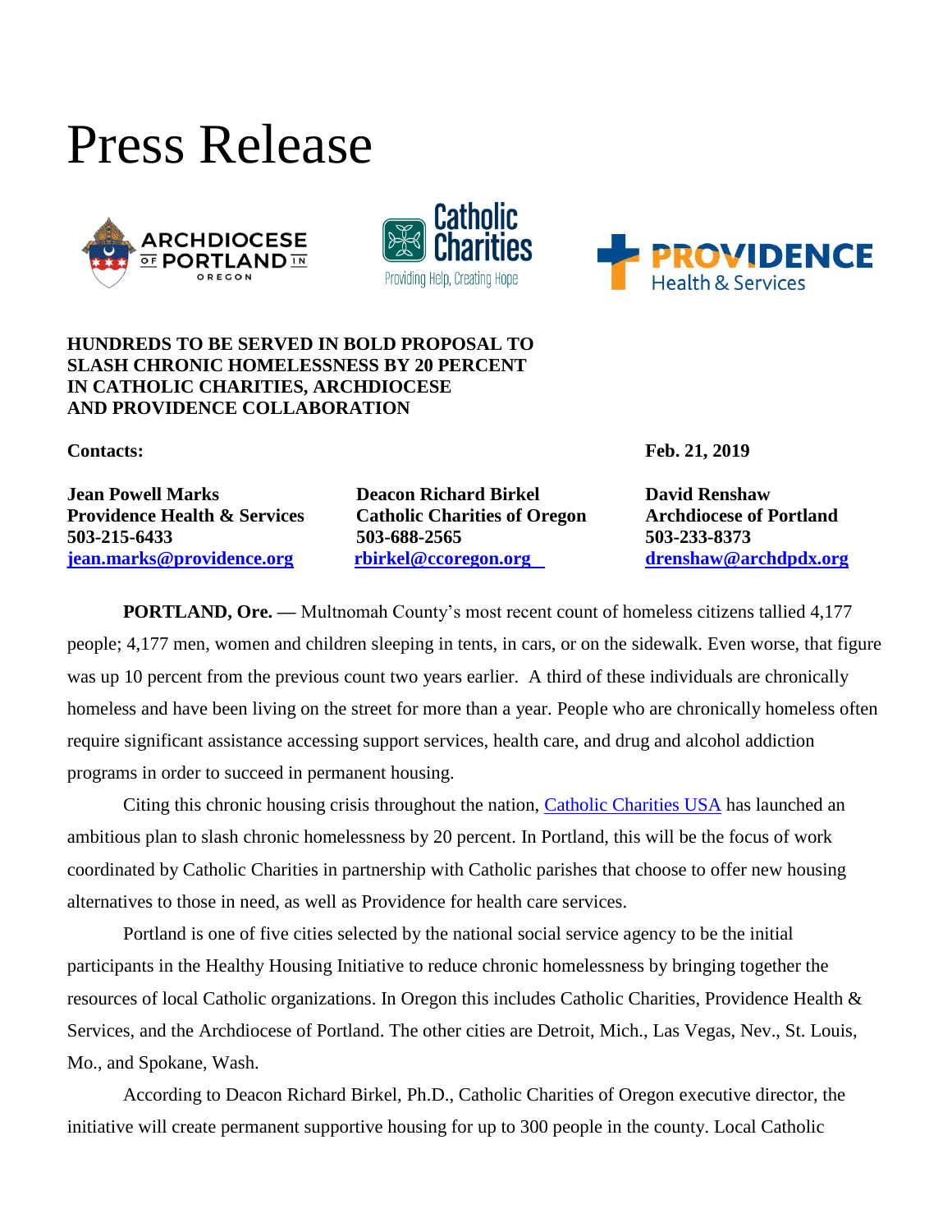# Press Release

**HUNDREDS TO BE SERVED IN BOLD PROPOSAL TO SLASH CHRONIC HOMELESSNESS BY 20 PERCENT IN CATHOLIC CHARITIES, ARCHDIOCESE AND PROVIDENCE COLLABORATION**

**Contacts:**

**Feb. 21, 2019**

**Jean Powell Marks**
**Providence Health & Services**
**503-215-6433**
**jean.marks@providence.org**

**Deacon Richard Birkel**
**Catholic Charities of Oregon**
**503-688-2565**
**rbirkel@ccoregon.org**

**David Renshaw**
**Archdiocese of Portland**
**503-233-8373**
**drenshaw@archdpdx.org**

**PORTLAND, Ore. —** Multnomah County's most recent count of homeless citizens tallied 4,177 people; 4,177 men, women and children sleeping in tents, in cars, or on the sidewalk. Even worse, that figure was up 10 percent from the previous count two years earlier. A third of these individuals are chronically homeless and have been living on the street for more than a year. People who are chronically homeless often require significant assistance accessing support services, health care, and drug and alcohol addiction programs in order to succeed in permanent housing.

Citing this chronic housing crisis throughout the nation, Catholic Charities USA has launched an ambitious plan to slash chronic homelessness by 20 percent. In Portland, this will be the focus of work coordinated by Catholic Charities in partnership with Catholic parishes that choose to offer new housing alternatives to those in need, as well as Providence for health care services.

Portland is one of five cities selected by the national social service agency to be the initial participants in the Healthy Housing Initiative to reduce chronic homelessness by bringing together the resources of local Catholic organizations. In Oregon this includes Catholic Charities, Providence Health & Services, and the Archdiocese of Portland. The other cities are Detroit, Mich., Las Vegas, Nev., St. Louis, Mo., and Spokane, Wash.

According to Deacon Richard Birkel, Ph.D., Catholic Charities of Oregon executive director, the initiative will create permanent supportive housing for up to 300 people in the county. Local Catholic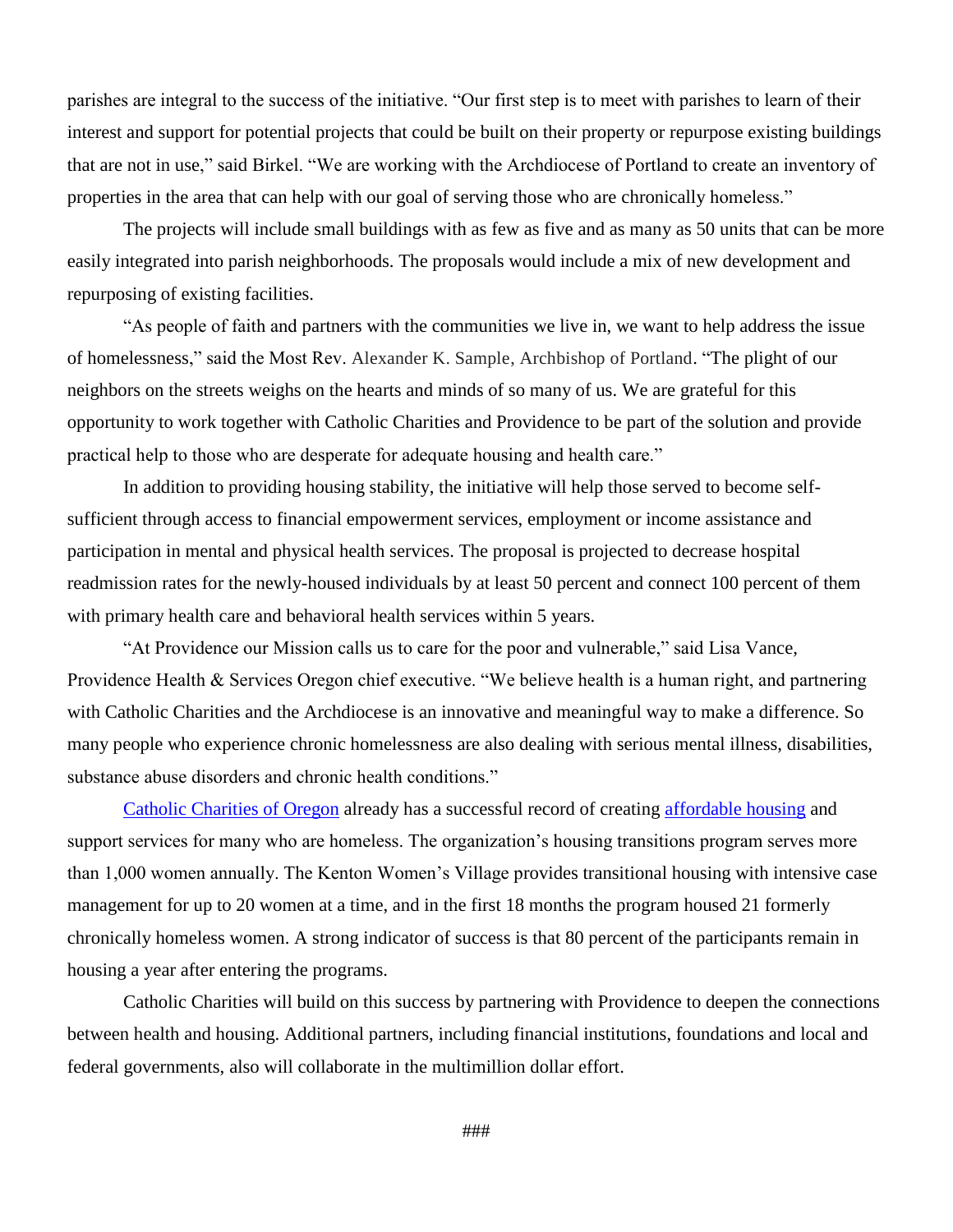parishes are integral to the success of the initiative. "Our first step is to meet with parishes to learn of their interest and support for potential projects that could be built on their property or repurpose existing buildings that are not in use," said Birkel. "We are working with the Archdiocese of Portland to create an inventory of properties in the area that can help with our goal of serving those who are chronically homeless."

The projects will include small buildings with as few as five and as many as 50 units that can be more easily integrated into parish neighborhoods. The proposals would include a mix of new development and repurposing of existing facilities.

"As people of faith and partners with the communities we live in, we want to help address the issue of homelessness," said the Most Rev. Alexander K. Sample, Archbishop of Portland. "The plight of our neighbors on the streets weighs on the hearts and minds of so many of us. We are grateful for this opportunity to work together with Catholic Charities and Providence to be part of the solution and provide practical help to those who are desperate for adequate housing and health care."

In addition to providing housing stability, the initiative will help those served to become self-sufficient through access to financial empowerment services, employment or income assistance and participation in mental and physical health services. The proposal is projected to decrease hospital readmission rates for the newly-housed individuals by at least 50 percent and connect 100 percent of them with primary health care and behavioral health services within 5 years.

"At Providence our Mission calls us to care for the poor and vulnerable," said Lisa Vance, Providence Health & Services Oregon chief executive. "We believe health is a human right, and partnering with Catholic Charities and the Archdiocese is an innovative and meaningful way to make a difference. So many people who experience chronic homelessness are also dealing with serious mental illness, disabilities, substance abuse disorders and chronic health conditions."

Catholic Charities of Oregon already has a successful record of creating affordable housing and support services for many who are homeless. The organization's housing transitions program serves more than 1,000 women annually. The Kenton Women's Village provides transitional housing with intensive case management for up to 20 women at a time, and in the first 18 months the program housed 21 formerly chronically homeless women. A strong indicator of success is that 80 percent of the participants remain in housing a year after entering the programs.

Catholic Charities will build on this success by partnering with Providence to deepen the connections between health and housing. Additional partners, including financial institutions, foundations and local and federal governments, also will collaborate in the multimillion dollar effort.

###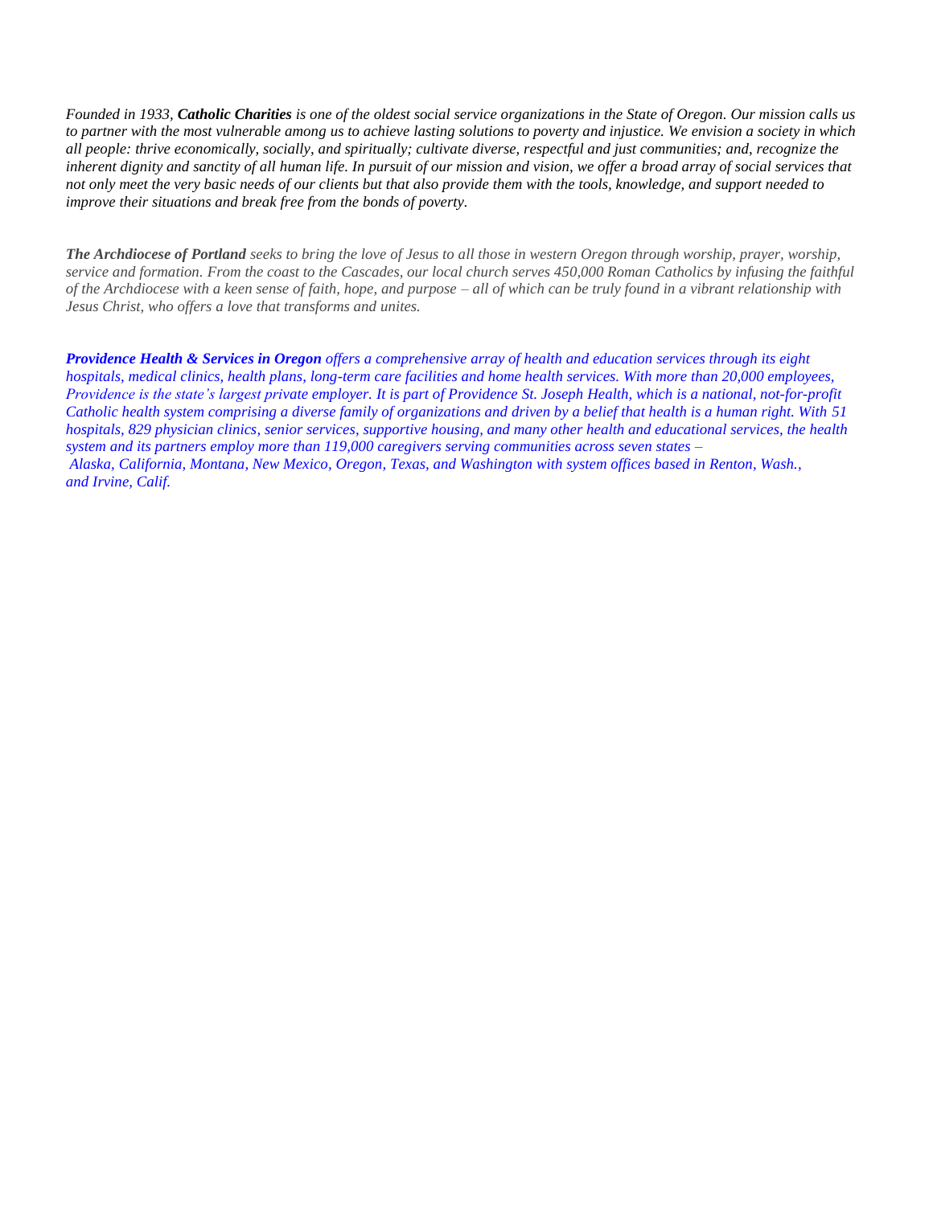*Founded in 1933, **Catholic Charities** is one of the oldest social service organizations in the State of Oregon. Our mission calls us to partner with the most vulnerable among us to achieve lasting solutions to poverty and injustice. We envision a society in which all people: thrive economically, socially, and spiritually; cultivate diverse, respectful and just communities; and, recognize the inherent dignity and sanctity of all human life. In pursuit of our mission and vision, we offer a broad array of social services that not only meet the very basic needs of our clients but that also provide them with the tools, knowledge, and support needed to improve their situations and break free from the bonds of poverty.*

***The Archdiocese of Portland** seeks to bring the love of Jesus to all those in western Oregon through worship, prayer, worship, service and formation. From the coast to the Cascades, our local church serves 450,000 Roman Catholics by infusing the faithful of the Archdiocese with a keen sense of faith, hope, and purpose – all of which can be truly found in a vibrant relationship with Jesus Christ, who offers a love that transforms and unites.*

***Providence Health & Services in Oregon** offers a comprehensive array of health and education services through its eight hospitals, medical clinics, health plans, long-term care facilities and home health services. With more than 20,000 employees, Providence is the state's largest private employer. It is part of Providence St. Joseph Health, which is a national, not-for-profit Catholic health system comprising a diverse family of organizations and driven by a belief that health is a human right. With 51 hospitals, 829 physician clinics, senior services, supportive housing, and many other health and educational services, the health system and its partners employ more than 119,000 caregivers serving communities across seven states – Alaska, California, Montana, New Mexico, Oregon, Texas, and Washington with system offices based in Renton, Wash., and Irvine, Calif.*